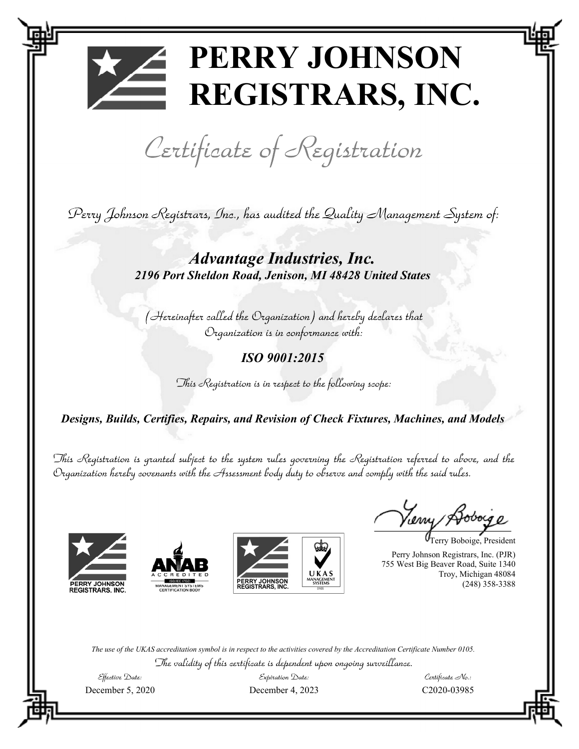# PERRY JOHNSON REGISTRARS, INC.

## Certificate of Registration

Perry Johnson Registrars, Inc., has audited the Quality Management System of:

***Advantage Industries, Inc.***
***2196 Port Sheldon Road, Jenison, MI 48428 United States***

(Hereinafter called the Organization) and hereby declares that Organization is in conformance with:

***ISO 9001:2015***

This Registration is in respect to the following scope:

***Designs, Builds, Certifies, Repairs, and Revision of Check Fixtures, Machines, and Models***

This Registration is granted subject to the system rules governing the Registration referred to above, and the Organization hereby covenants with the Assessment body duty to observe and comply with the said rules.

PERRY JOHNSON REGISTRARS, INC.

ANAB ACCREDITED ISO/IEC 17021 MANAGEMENT SYSTEMS CERTIFICATION BODY

PERRY JOHNSON REGISTRARS, INC. UKAS MANAGEMENT SYSTEMS 0105

Terry Boboige, President
Perry Johnson Registrars, Inc. (PJR)
755 West Big Beaver Road, Suite 1340
Troy, Michigan 48084
(248) 358-3388

*The use of the UKAS accreditation symbol is in respect to the activities covered by the Accreditation Certificate Number 0105.*

The validity of this certificate is dependent upon ongoing surveillance.

| Effective Date: | Expiration Date: | Certificate No.: |
| --- | --- | --- |
| December 5, 2020 | December 4, 2023 | C2020-03985 |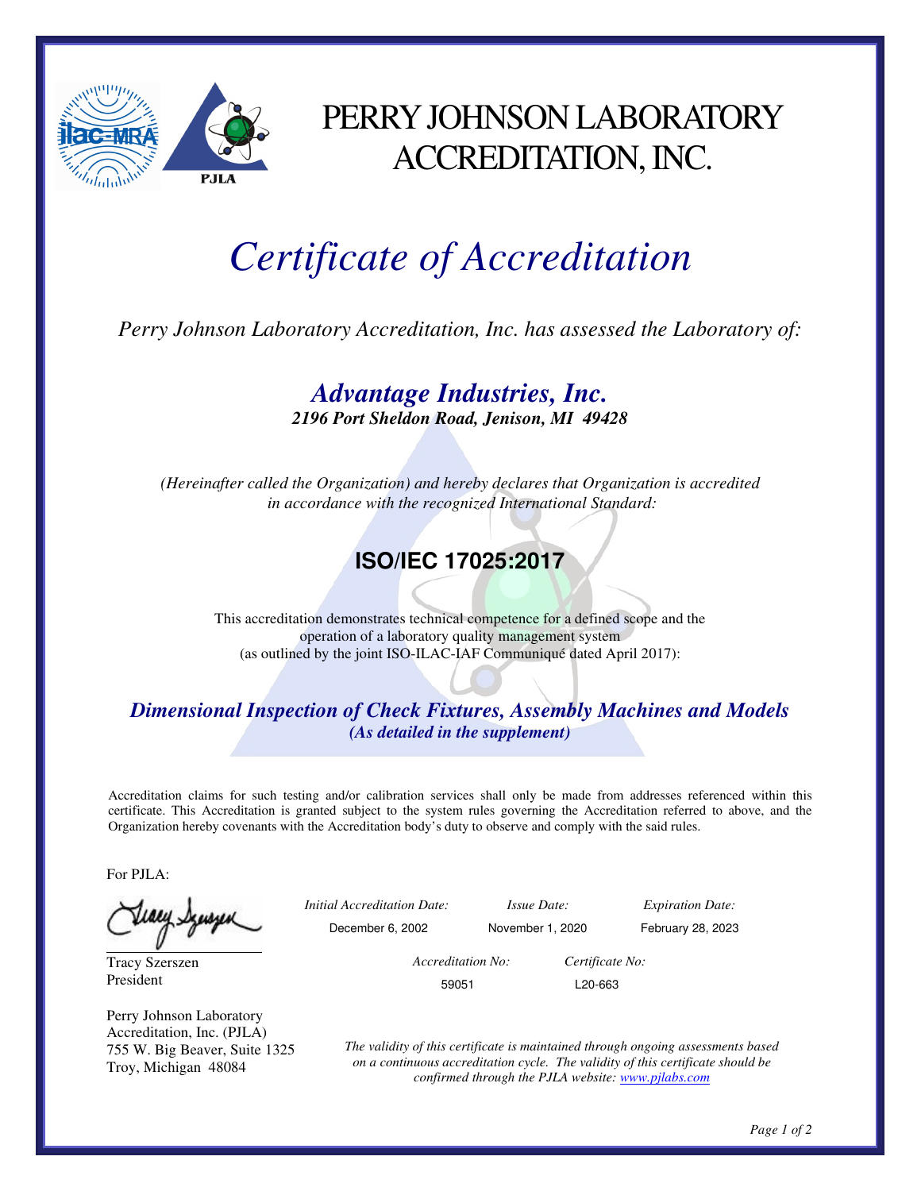# PERRY JOHNSON LABORATORY ACCREDITATION, INC.

# *Certificate of Accreditation*

*Perry Johnson Laboratory Accreditation, Inc. has assessed the Laboratory of:*

## ***Advantage Industries, Inc.***

***2196 Port Sheldon Road, Jenison, MI 49428***

*(Hereinafter called the Organization) and hereby declares that Organization is accredited in accordance with the recognized International Standard:*

## **ISO/IEC 17025:2017**

This accreditation demonstrates technical competence for a defined scope and the operation of a laboratory quality management system (as outlined by the joint ISO-ILAC-IAF Communiqué dated April 2017):

### ***Dimensional Inspection of Check Fixtures, Assembly Machines and Models***

***(As detailed in the supplement)***

Accreditation claims for such testing and/or calibration services shall only be made from addresses referenced within this certificate. This Accreditation is granted subject to the system rules governing the Accreditation referred to above, and the Organization hereby covenants with the Accreditation body's duty to observe and comply with the said rules.

For PJLA:

Tracy Szerszen
President

Perry Johnson Laboratory Accreditation, Inc. (PJLA)
755 W. Big Beaver, Suite 1325
Troy, Michigan 48084

| *Initial Accreditation Date:* | *Issue Date:* | *Expiration Date:* |
| --- | --- | --- |
| December 6, 2002 | November 1, 2020 | February 28, 2023 |

| *Accreditation No:* | *Certificate No:* |
| --- | --- |
| 59051 | L20-663 |

*The validity of this certificate is maintained through ongoing assessments based on a continuous accreditation cycle. The validity of this certificate should be confirmed through the PJLA website: [www.pjlabs.com](www.pjlabs.com)*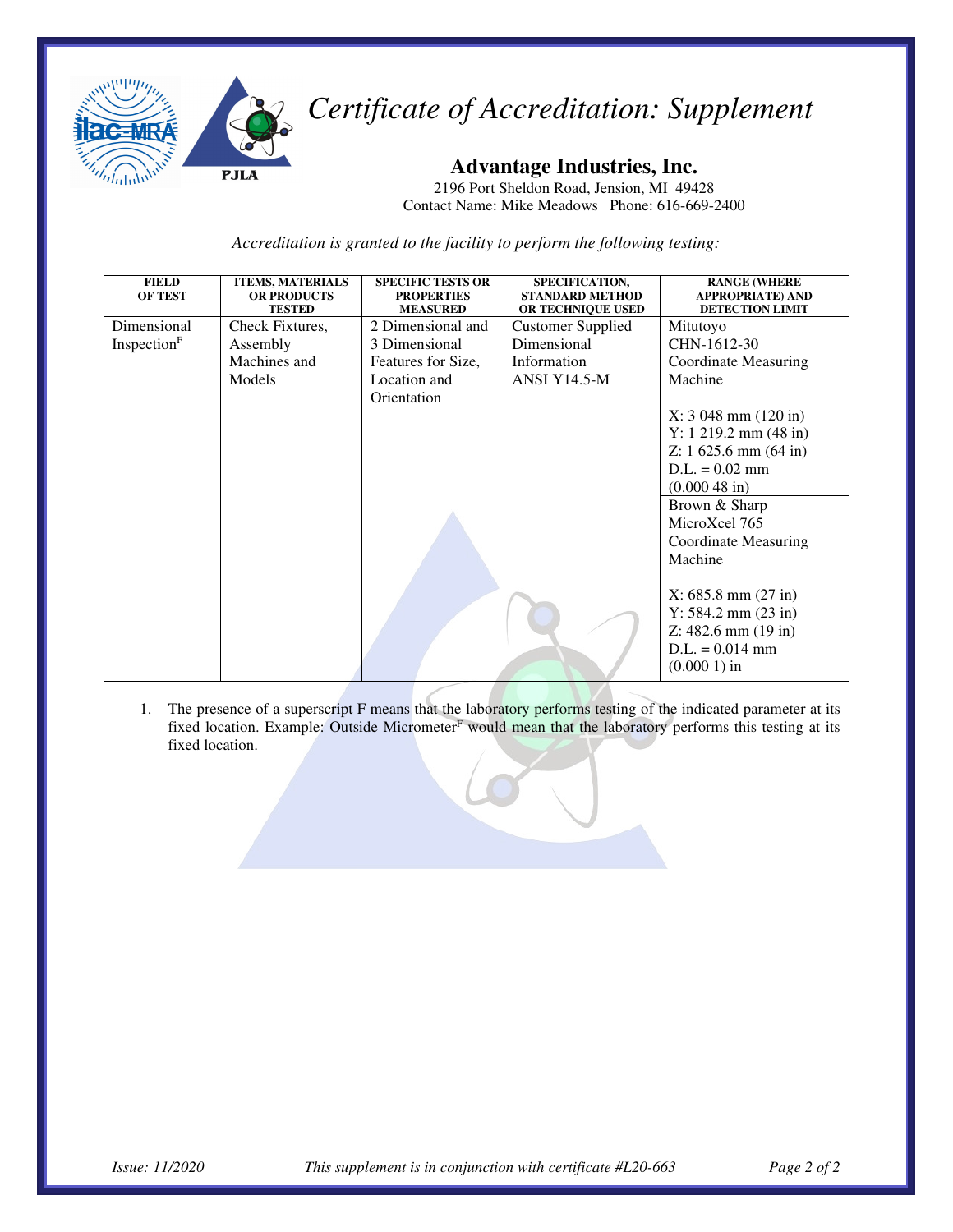# *Certificate of Accreditation: Supplement*

## Advantage Industries, Inc.

2196 Port Sheldon Road, Jension, MI 49428
Contact Name: Mike Meadows Phone: 616-669-2400

*Accreditation is granted to the facility to perform the following testing:*

| FIELD OF TEST | ITEMS, MATERIALS OR PRODUCTS TESTED | SPECIFIC TESTS OR PROPERTIES MEASURED | SPECIFICATION, STANDARD METHOD OR TECHNIQUE USED | RANGE (WHERE APPROPRIATE) AND DETECTION LIMIT |
|---|---|---|---|---|
| Dimensional Inspection[F] | Check Fixtures, Assembly Machines and Models | 2 Dimensional and 3 Dimensional Features for Size, Location and Orientation | Customer Supplied Dimensional Information ANSI Y14.5-M | Mitutoyo CHN-1612-30 Coordinate Measuring Machine<br><br>X: 3 048 mm (120 in)<br>Y: 1 219.2 mm (48 in)<br>Z: 1 625.6 mm (64 in)<br>D.L. = 0.02 mm (0.000 48 in) |
| | | | | Brown & Sharp MicroXcel 765 Coordinate Measuring Machine<br><br>X: 685.8 mm (27 in)<br>Y: 584.2 mm (23 in)<br>Z: 482.6 mm (19 in)<br>D.L. = 0.014 mm (0.000 1) in |

1. The presence of a superscript F means that the laboratory performs testing of the indicated parameter at its fixed location. Example: Outside Micrometer[F] would mean that the laboratory performs this testing at its fixed location.

*Issue: 11/2020* *This supplement is in conjunction with certificate #L20-663*